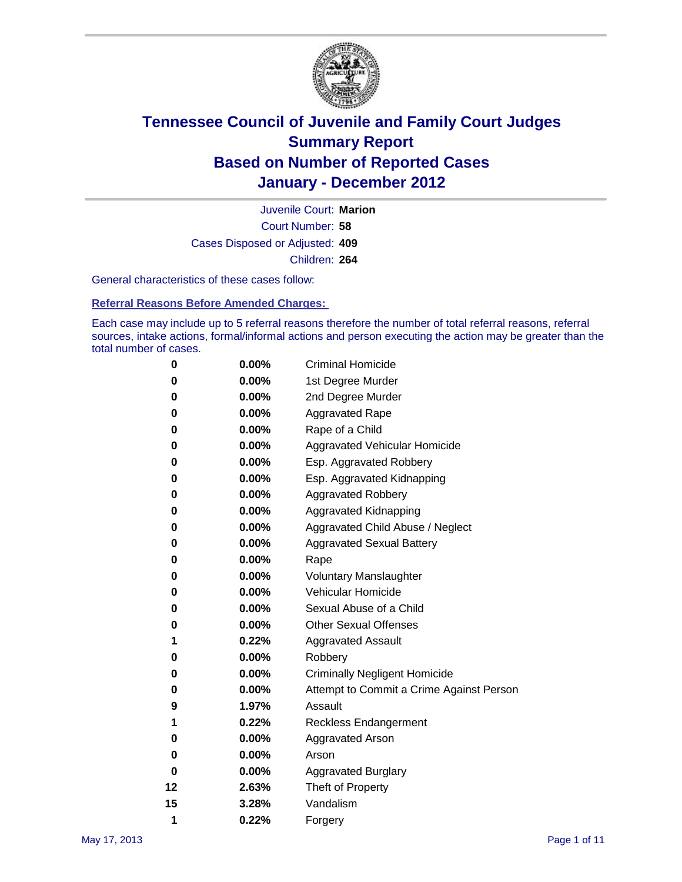# Tennessee Council of Juvenile and Family Court Judges
## Summary Report
## Based on Number of Reported Cases
## January - December 2012

Juvenile Court: **Marion**
Court Number: **58**
Cases Disposed or Adjusted: **409**
Children: **264**

General characteristics of these cases follow:

### Referral Reasons Before Amended Charges:

Each case may include up to 5 referral reasons therefore the number of total referral reasons, referral sources, intake actions, formal/informal actions and person executing the action may be greater than the total number of cases.

| Count | Percent | Referral Reason |
|---|---|---|
| 0 | 0.00% | Criminal Homicide |
| 0 | 0.00% | 1st Degree Murder |
| 0 | 0.00% | 2nd Degree Murder |
| 0 | 0.00% | Aggravated Rape |
| 0 | 0.00% | Rape of a Child |
| 0 | 0.00% | Aggravated Vehicular Homicide |
| 0 | 0.00% | Esp. Aggravated Robbery |
| 0 | 0.00% | Esp. Aggravated Kidnapping |
| 0 | 0.00% | Aggravated Robbery |
| 0 | 0.00% | Aggravated Kidnapping |
| 0 | 0.00% | Aggravated Child Abuse / Neglect |
| 0 | 0.00% | Aggravated Sexual Battery |
| 0 | 0.00% | Rape |
| 0 | 0.00% | Voluntary Manslaughter |
| 0 | 0.00% | Vehicular Homicide |
| 0 | 0.00% | Sexual Abuse of a Child |
| 0 | 0.00% | Other Sexual Offenses |
| 1 | 0.22% | Aggravated Assault |
| 0 | 0.00% | Robbery |
| 0 | 0.00% | Criminally Negligent Homicide |
| 0 | 0.00% | Attempt to Commit a Crime Against Person |
| 9 | 1.97% | Assault |
| 1 | 0.22% | Reckless Endangerment |
| 0 | 0.00% | Aggravated Arson |
| 0 | 0.00% | Arson |
| 0 | 0.00% | Aggravated Burglary |
| 12 | 2.63% | Theft of Property |
| 15 | 3.28% | Vandalism |
| 1 | 0.22% | Forgery |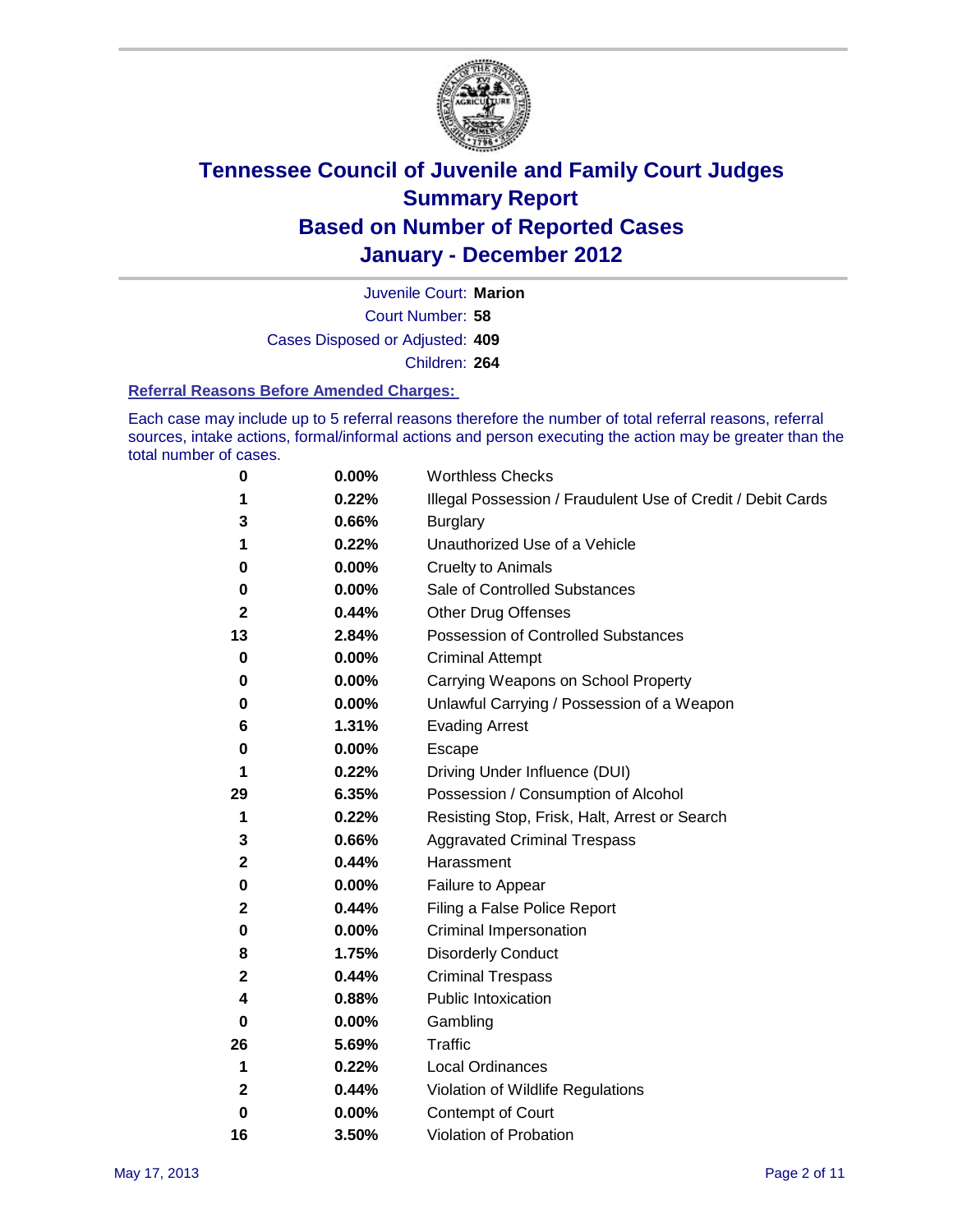# Tennessee Council of Juvenile and Family Court Judges
## Summary Report
## Based on Number of Reported Cases
## January - December 2012

Juvenile Court: **Marion**

Court Number: **58**

Cases Disposed or Adjusted: **409**

Children: **264**

### Referral Reasons Before Amended Charges:

Each case may include up to 5 referral reasons therefore the number of total referral reasons, referral sources, intake actions, formal/informal actions and person executing the action may be greater than the total number of cases.

| Count | Percent | Referral Reason |
|---|---|---|
| 0 | 0.00% | Worthless Checks |
| 1 | 0.22% | Illegal Possession / Fraudulent Use of Credit / Debit Cards |
| 3 | 0.66% | Burglary |
| 1 | 0.22% | Unauthorized Use of a Vehicle |
| 0 | 0.00% | Cruelty to Animals |
| 0 | 0.00% | Sale of Controlled Substances |
| 2 | 0.44% | Other Drug Offenses |
| 13 | 2.84% | Possession of Controlled Substances |
| 0 | 0.00% | Criminal Attempt |
| 0 | 0.00% | Carrying Weapons on School Property |
| 0 | 0.00% | Unlawful Carrying / Possession of a Weapon |
| 6 | 1.31% | Evading Arrest |
| 0 | 0.00% | Escape |
| 1 | 0.22% | Driving Under Influence (DUI) |
| 29 | 6.35% | Possession / Consumption of Alcohol |
| 1 | 0.22% | Resisting Stop, Frisk, Halt, Arrest or Search |
| 3 | 0.66% | Aggravated Criminal Trespass |
| 2 | 0.44% | Harassment |
| 0 | 0.00% | Failure to Appear |
| 2 | 0.44% | Filing a False Police Report |
| 0 | 0.00% | Criminal Impersonation |
| 8 | 1.75% | Disorderly Conduct |
| 2 | 0.44% | Criminal Trespass |
| 4 | 0.88% | Public Intoxication |
| 0 | 0.00% | Gambling |
| 26 | 5.69% | Traffic |
| 1 | 0.22% | Local Ordinances |
| 2 | 0.44% | Violation of Wildlife Regulations |
| 0 | 0.00% | Contempt of Court |
| 16 | 3.50% | Violation of Probation |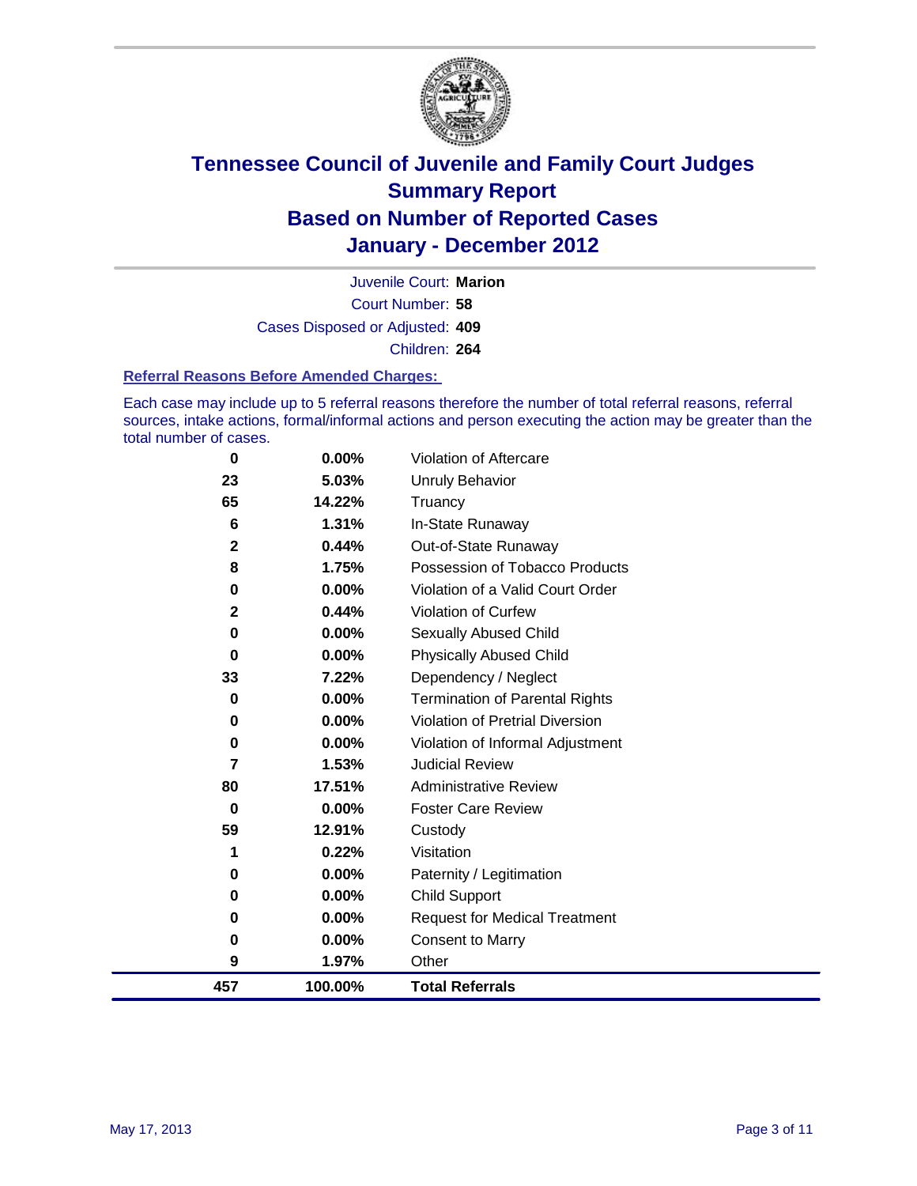# Tennessee Council of Juvenile and Family Court Judges
## Summary Report
## Based on Number of Reported Cases
## January - December 2012

Juvenile Court: **Marion**

Court Number: **58**

Cases Disposed or Adjusted: **409**

Children: **264**

### Referral Reasons Before Amended Charges:

Each case may include up to 5 referral reasons therefore the number of total referral reasons, referral sources, intake actions, formal/informal actions and person executing the action may be greater than the total number of cases.

| Count | Percent | Referral Reason |
|---|---|---|
| 0 | 0.00% | Violation of Aftercare |
| 23 | 5.03% | Unruly Behavior |
| 65 | 14.22% | Truancy |
| 6 | 1.31% | In-State Runaway |
| 2 | 0.44% | Out-of-State Runaway |
| 8 | 1.75% | Possession of Tobacco Products |
| 0 | 0.00% | Violation of a Valid Court Order |
| 2 | 0.44% | Violation of Curfew |
| 0 | 0.00% | Sexually Abused Child |
| 0 | 0.00% | Physically Abused Child |
| 33 | 7.22% | Dependency / Neglect |
| 0 | 0.00% | Termination of Parental Rights |
| 0 | 0.00% | Violation of Pretrial Diversion |
| 0 | 0.00% | Violation of Informal Adjustment |
| 7 | 1.53% | Judicial Review |
| 80 | 17.51% | Administrative Review |
| 0 | 0.00% | Foster Care Review |
| 59 | 12.91% | Custody |
| 1 | 0.22% | Visitation |
| 0 | 0.00% | Paternity / Legitimation |
| 0 | 0.00% | Child Support |
| 0 | 0.00% | Request for Medical Treatment |
| 0 | 0.00% | Consent to Marry |
| 9 | 1.97% | Other |
| **457** | **100.00%** | **Total Referrals** |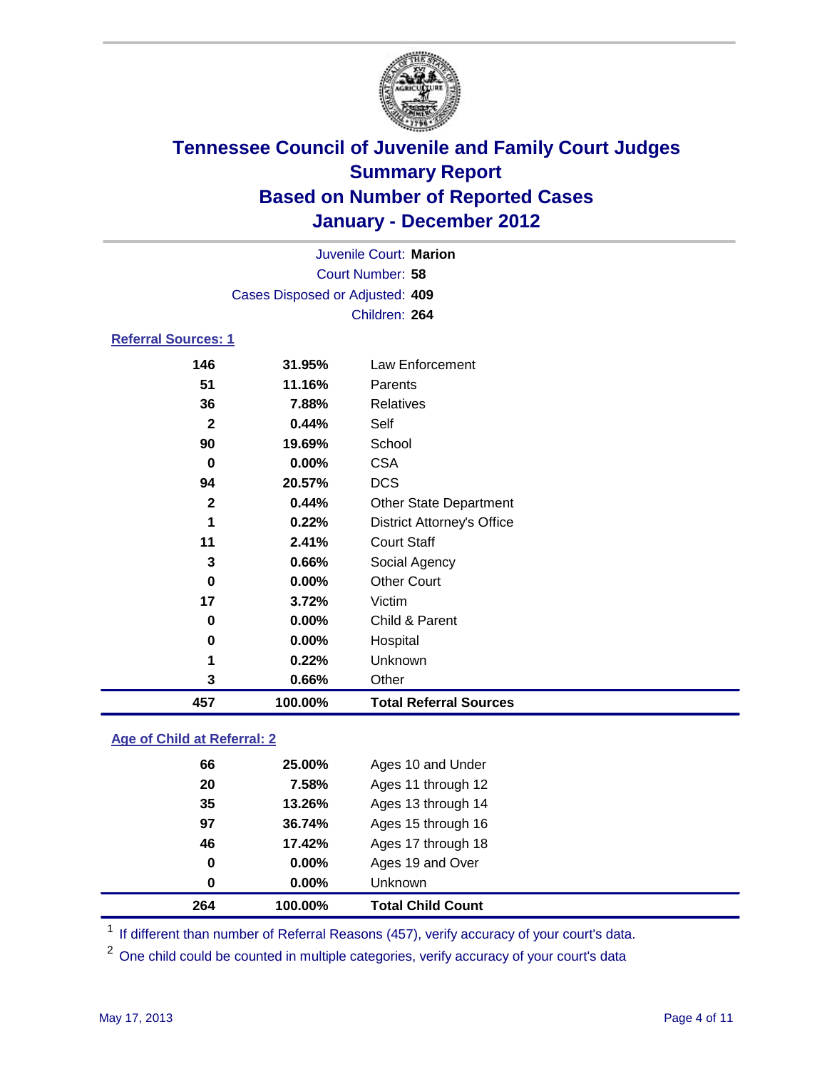# Tennessee Council of Juvenile and Family Court Judges
## Summary Report
## Based on Number of Reported Cases
## January - December 2012

Juvenile Court: **Marion**
Court Number: **58**
Cases Disposed or Adjusted: **409**
Children: **264**

### Referral Sources: 1

| | | |
|---|---|---|
| 146 | 31.95% | Law Enforcement |
| 51 | 11.16% | Parents |
| 36 | 7.88% | Relatives |
| 2 | 0.44% | Self |
| 90 | 19.69% | School |
| 0 | 0.00% | CSA |
| 94 | 20.57% | DCS |
| 2 | 0.44% | Other State Department |
| 1 | 0.22% | District Attorney's Office |
| 11 | 2.41% | Court Staff |
| 3 | 0.66% | Social Agency |
| 0 | 0.00% | Other Court |
| 17 | 3.72% | Victim |
| 0 | 0.00% | Child & Parent |
| 0 | 0.00% | Hospital |
| 1 | 0.22% | Unknown |
| 3 | 0.66% | Other |
| **457** | **100.00%** | **Total Referral Sources** |

### Age of Child at Referral: 2

| | | |
|---|---|---|
| 66 | 25.00% | Ages 10 and Under |
| 20 | 7.58% | Ages 11 through 12 |
| 35 | 13.26% | Ages 13 through 14 |
| 97 | 36.74% | Ages 15 through 16 |
| 46 | 17.42% | Ages 17 through 18 |
| 0 | 0.00% | Ages 19 and Over |
| 0 | 0.00% | Unknown |
| **264** | **100.00%** | **Total Child Count** |

[1] If different than number of Referral Reasons (457), verify accuracy of your court's data.

[2] One child could be counted in multiple categories, verify accuracy of your court's data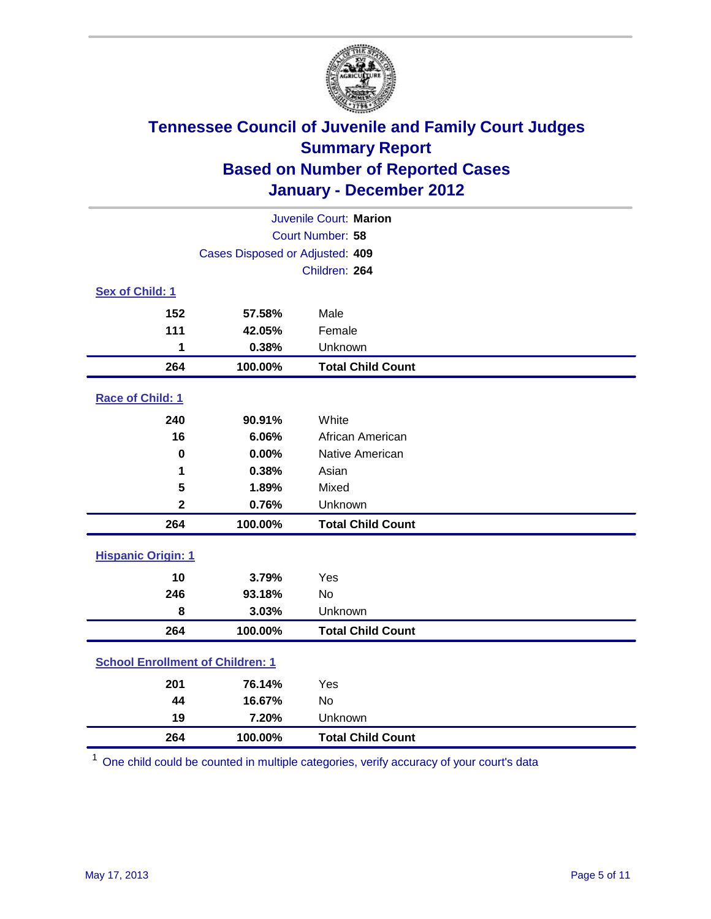# Tennessee Council of Juvenile and Family Court Judges
## Summary Report
## Based on Number of Reported Cases
## January - December 2012

Juvenile Court: **Marion**
Court Number: **58**
Cases Disposed or Adjusted: **409**
Children: **264**

### Sex of Child: 1

| Count | Percent | Category |
|---|---|---|
| 152 | 57.58% | Male |
| 111 | 42.05% | Female |
| 1 | 0.38% | Unknown |
| **264** | **100.00%** | **Total Child Count** |

### Race of Child: 1

| Count | Percent | Category |
|---|---|---|
| 240 | 90.91% | White |
| 16 | 6.06% | African American |
| 0 | 0.00% | Native American |
| 1 | 0.38% | Asian |
| 5 | 1.89% | Mixed |
| 2 | 0.76% | Unknown |
| **264** | **100.00%** | **Total Child Count** |

### Hispanic Origin: 1

| Count | Percent | Category |
|---|---|---|
| 10 | 3.79% | Yes |
| 246 | 93.18% | No |
| 8 | 3.03% | Unknown |
| **264** | **100.00%** | **Total Child Count** |

### School Enrollment of Children: 1

| Count | Percent | Category |
|---|---|---|
| 201 | 76.14% | Yes |
| 44 | 16.67% | No |
| 19 | 7.20% | Unknown |
| **264** | **100.00%** | **Total Child Count** |

[1] One child could be counted in multiple categories, verify accuracy of your court's data

May 17, 2013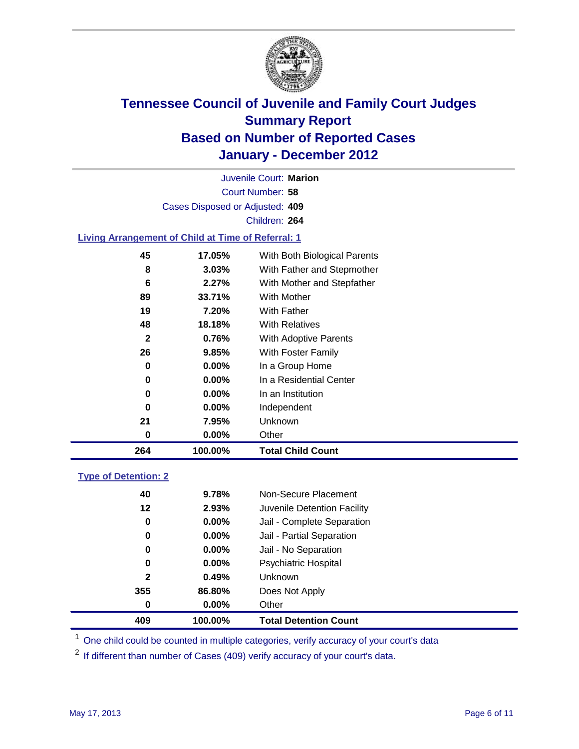# Tennessee Council of Juvenile and Family Court Judges
# Summary Report
# Based on Number of Reported Cases
# January - December 2012

Juvenile Court: **Marion**

Court Number: **58**

Cases Disposed or Adjusted: **409**

Children: **264**

## Living Arrangement of Child at Time of Referral: 1

| | | |
|---|---|---|
| 45 | 17.05% | With Both Biological Parents |
| 8 | 3.03% | With Father and Stepmother |
| 6 | 2.27% | With Mother and Stepfather |
| 89 | 33.71% | With Mother |
| 19 | 7.20% | With Father |
| 48 | 18.18% | With Relatives |
| 2 | 0.76% | With Adoptive Parents |
| 26 | 9.85% | With Foster Family |
| 0 | 0.00% | In a Group Home |
| 0 | 0.00% | In a Residential Center |
| 0 | 0.00% | In an Institution |
| 0 | 0.00% | Independent |
| 21 | 7.95% | Unknown |
| 0 | 0.00% | Other |
| **264** | **100.00%** | **Total Child Count** |

## Type of Detention: 2

| | | |
|---|---|---|
| 40 | 9.78% | Non-Secure Placement |
| 12 | 2.93% | Juvenile Detention Facility |
| 0 | 0.00% | Jail - Complete Separation |
| 0 | 0.00% | Jail - Partial Separation |
| 0 | 0.00% | Jail - No Separation |
| 0 | 0.00% | Psychiatric Hospital |
| 2 | 0.49% | Unknown |
| 355 | 86.80% | Does Not Apply |
| 0 | 0.00% | Other |
| **409** | **100.00%** | **Total Detention Count** |

[1] One child could be counted in multiple categories, verify accuracy of your court's data

[2] If different than number of Cases (409) verify accuracy of your court's data.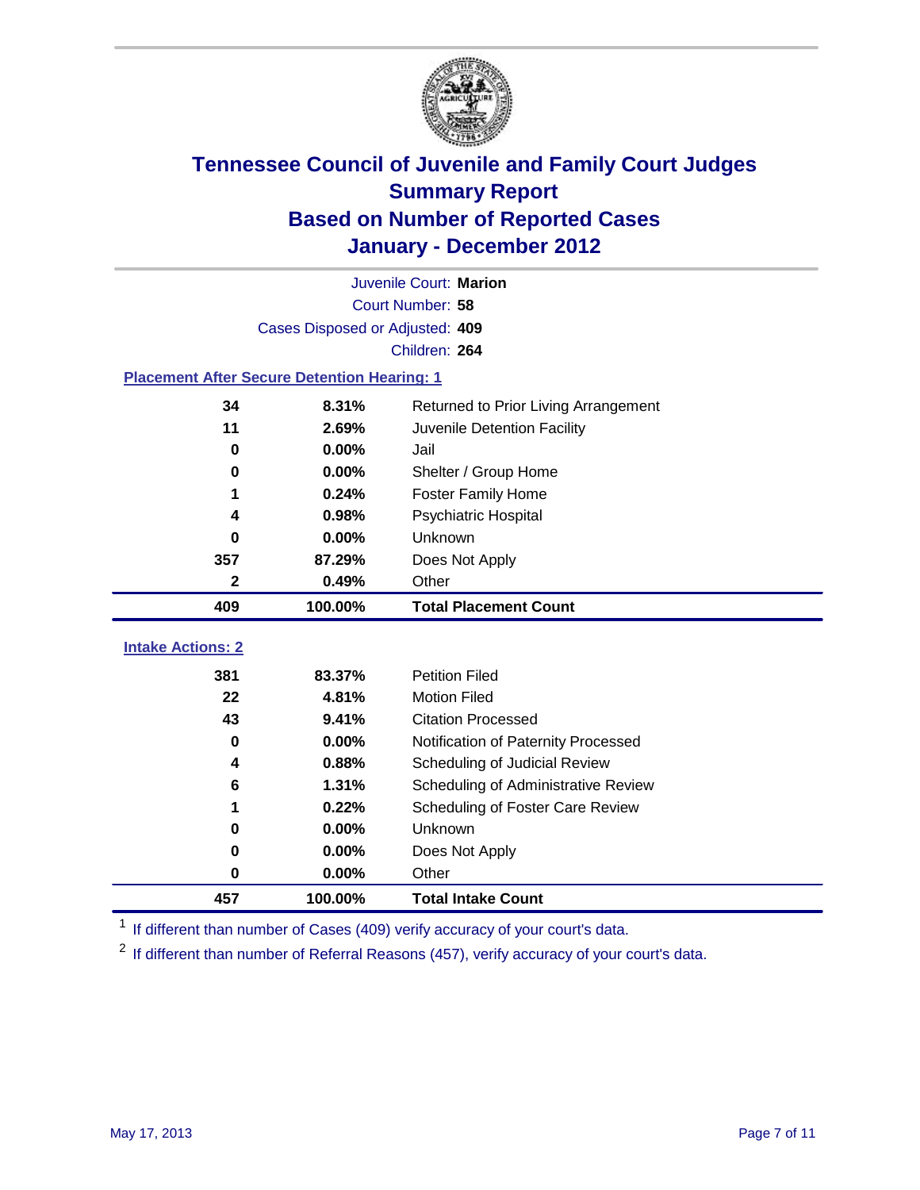# Tennessee Council of Juvenile and Family Court Judges
## Summary Report
## Based on Number of Reported Cases
## January - December 2012

Juvenile Court: **Marion**

Court Number: **58**

Cases Disposed or Adjusted: **409**

Children: **264**

### Placement After Secure Detention Hearing: 1

| Count | Percent | Placement |
|---|---|---|
| 34 | 8.31% | Returned to Prior Living Arrangement |
| 11 | 2.69% | Juvenile Detention Facility |
| 0 | 0.00% | Jail |
| 0 | 0.00% | Shelter / Group Home |
| 1 | 0.24% | Foster Family Home |
| 4 | 0.98% | Psychiatric Hospital |
| 0 | 0.00% | Unknown |
| 357 | 87.29% | Does Not Apply |
| 2 | 0.49% | Other |
| **409** | **100.00%** | **Total Placement Count** |

### Intake Actions: 2

| Count | Percent | Intake Action |
|---|---|---|
| 381 | 83.37% | Petition Filed |
| 22 | 4.81% | Motion Filed |
| 43 | 9.41% | Citation Processed |
| 0 | 0.00% | Notification of Paternity Processed |
| 4 | 0.88% | Scheduling of Judicial Review |
| 6 | 1.31% | Scheduling of Administrative Review |
| 1 | 0.22% | Scheduling of Foster Care Review |
| 0 | 0.00% | Unknown |
| 0 | 0.00% | Does Not Apply |
| 0 | 0.00% | Other |
| **457** | **100.00%** | **Total Intake Count** |

[1] If different than number of Cases (409) verify accuracy of your court's data.

[2] If different than number of Referral Reasons (457), verify accuracy of your court's data.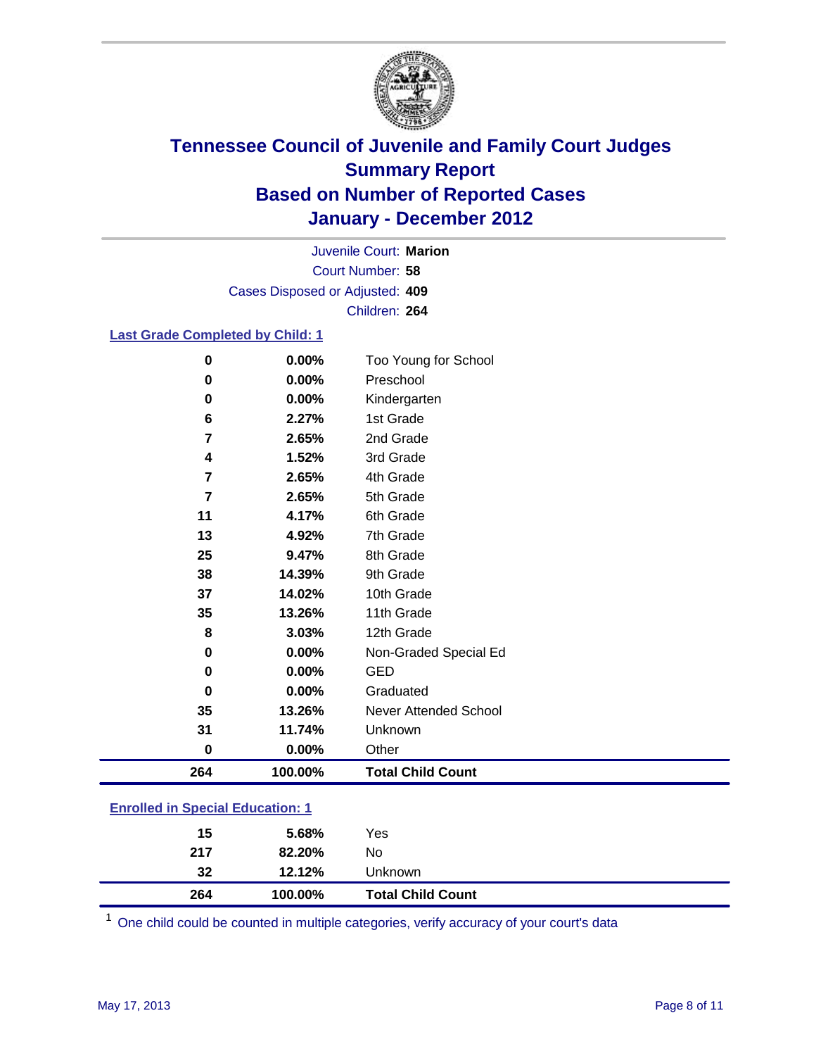# Tennessee Council of Juvenile and Family Court Judges
## Summary Report
## Based on Number of Reported Cases
## January - December 2012

Juvenile Court: **Marion**

Court Number: **58**

Cases Disposed or Adjusted: **409**

Children: **264**

### Last Grade Completed by Child: 1

| | | |
|---|---|---|
| 0 | 0.00% | Too Young for School |
| 0 | 0.00% | Preschool |
| 0 | 0.00% | Kindergarten |
| 6 | 2.27% | 1st Grade |
| 7 | 2.65% | 2nd Grade |
| 4 | 1.52% | 3rd Grade |
| 7 | 2.65% | 4th Grade |
| 7 | 2.65% | 5th Grade |
| 11 | 4.17% | 6th Grade |
| 13 | 4.92% | 7th Grade |
| 25 | 9.47% | 8th Grade |
| 38 | 14.39% | 9th Grade |
| 37 | 14.02% | 10th Grade |
| 35 | 13.26% | 11th Grade |
| 8 | 3.03% | 12th Grade |
| 0 | 0.00% | Non-Graded Special Ed |
| 0 | 0.00% | GED |
| 0 | 0.00% | Graduated |
| 35 | 13.26% | Never Attended School |
| 31 | 11.74% | Unknown |
| 0 | 0.00% | Other |
| **264** | **100.00%** | **Total Child Count** |

### Enrolled in Special Education: 1

| | | |
|---|---|---|
| 15 | 5.68% | Yes |
| 217 | 82.20% | No |
| 32 | 12.12% | Unknown |
| **264** | **100.00%** | **Total Child Count** |

[1] One child could be counted in multiple categories, verify accuracy of your court's data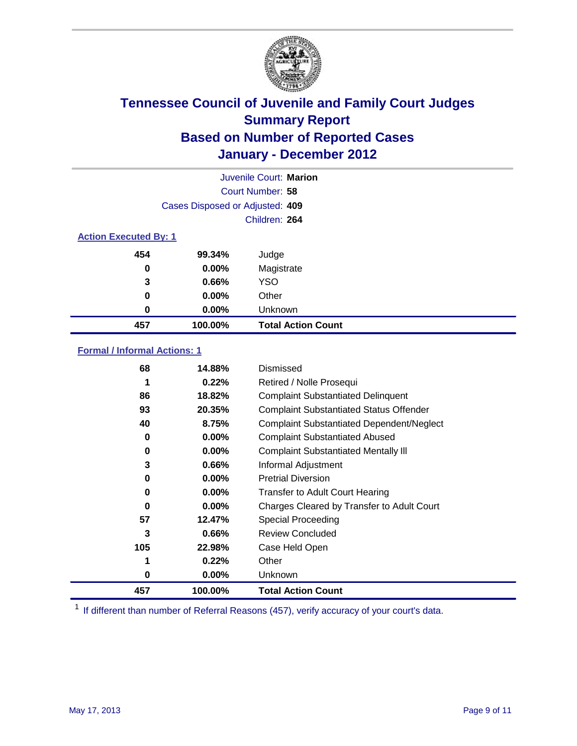# Tennessee Council of Juvenile and Family Court Judges
## Summary Report
## Based on Number of Reported Cases
## January - December 2012

Juvenile Court: **Marion**
Court Number: **58**
Cases Disposed or Adjusted: **409**
Children: **264**

### Action Executed By: 1

| | | |
|---|---|---|
| 454 | 99.34% | Judge |
| 0 | 0.00% | Magistrate |
| 3 | 0.66% | YSO |
| 0 | 0.00% | Other |
| 0 | 0.00% | Unknown |
| **457** | **100.00%** | **Total Action Count** |

### Formal / Informal Actions: 1

| | | |
|---|---|---|
| 68 | 14.88% | Dismissed |
| 1 | 0.22% | Retired / Nolle Prosequi |
| 86 | 18.82% | Complaint Substantiated Delinquent |
| 93 | 20.35% | Complaint Substantiated Status Offender |
| 40 | 8.75% | Complaint Substantiated Dependent/Neglect |
| 0 | 0.00% | Complaint Substantiated Abused |
| 0 | 0.00% | Complaint Substantiated Mentally Ill |
| 3 | 0.66% | Informal Adjustment |
| 0 | 0.00% | Pretrial Diversion |
| 0 | 0.00% | Transfer to Adult Court Hearing |
| 0 | 0.00% | Charges Cleared by Transfer to Adult Court |
| 57 | 12.47% | Special Proceeding |
| 3 | 0.66% | Review Concluded |
| 105 | 22.98% | Case Held Open |
| 1 | 0.22% | Other |
| 0 | 0.00% | Unknown |
| **457** | **100.00%** | **Total Action Count** |

[1] If different than number of Referral Reasons (457), verify accuracy of your court's data.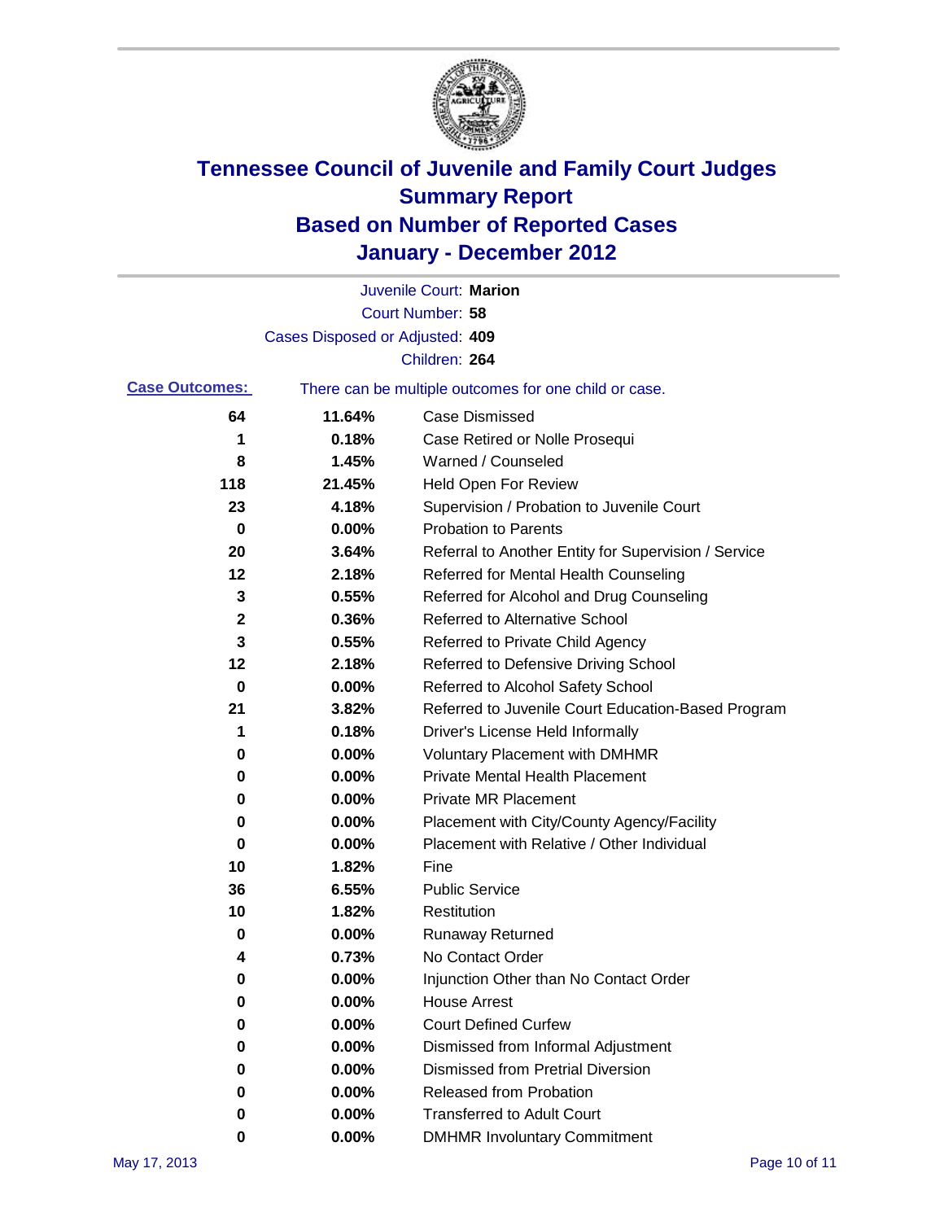# Tennessee Council of Juvenile and Family Court Judges
## Summary Report
## Based on Number of Reported Cases
## January - December 2012

Juvenile Court: **Marion**
Court Number: **58**
Cases Disposed or Adjusted: **409**
Children: **264**

**Case Outcomes:** There can be multiple outcomes for one child or case.

| | | |
|---|---|---|
| 64 | 11.64% | Case Dismissed |
| 1 | 0.18% | Case Retired or Nolle Prosequi |
| 8 | 1.45% | Warned / Counseled |
| 118 | 21.45% | Held Open For Review |
| 23 | 4.18% | Supervision / Probation to Juvenile Court |
| 0 | 0.00% | Probation to Parents |
| 20 | 3.64% | Referral to Another Entity for Supervision / Service |
| 12 | 2.18% | Referred for Mental Health Counseling |
| 3 | 0.55% | Referred for Alcohol and Drug Counseling |
| 2 | 0.36% | Referred to Alternative School |
| 3 | 0.55% | Referred to Private Child Agency |
| 12 | 2.18% | Referred to Defensive Driving School |
| 0 | 0.00% | Referred to Alcohol Safety School |
| 21 | 3.82% | Referred to Juvenile Court Education-Based Program |
| 1 | 0.18% | Driver's License Held Informally |
| 0 | 0.00% | Voluntary Placement with DMHMR |
| 0 | 0.00% | Private Mental Health Placement |
| 0 | 0.00% | Private MR Placement |
| 0 | 0.00% | Placement with City/County Agency/Facility |
| 0 | 0.00% | Placement with Relative / Other Individual |
| 10 | 1.82% | Fine |
| 36 | 6.55% | Public Service |
| 10 | 1.82% | Restitution |
| 0 | 0.00% | Runaway Returned |
| 4 | 0.73% | No Contact Order |
| 0 | 0.00% | Injunction Other than No Contact Order |
| 0 | 0.00% | House Arrest |
| 0 | 0.00% | Court Defined Curfew |
| 0 | 0.00% | Dismissed from Informal Adjustment |
| 0 | 0.00% | Dismissed from Pretrial Diversion |
| 0 | 0.00% | Released from Probation |
| 0 | 0.00% | Transferred to Adult Court |
| 0 | 0.00% | DMHMR Involuntary Commitment |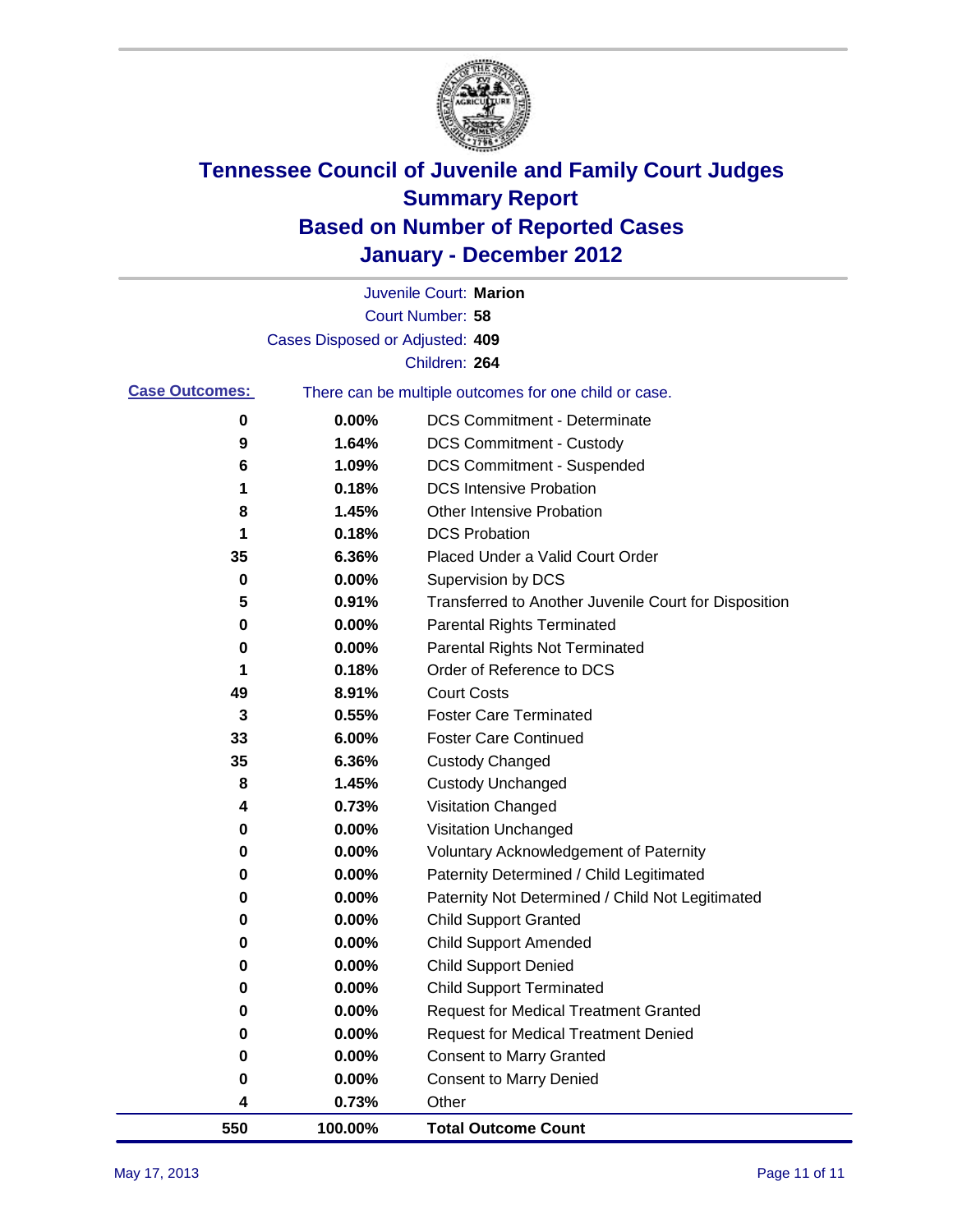# Tennessee Council of Juvenile and Family Court Judges
# Summary Report
# Based on Number of Reported Cases
# January - December 2012

Juvenile Court: **Marion**

Court Number: **58**

Cases Disposed or Adjusted: **409**

Children: **264**

**Case Outcomes:** There can be multiple outcomes for one child or case.

| | | |
|---|---|---|
| 0 | 0.00% | DCS Commitment - Determinate |
| 9 | 1.64% | DCS Commitment - Custody |
| 6 | 1.09% | DCS Commitment - Suspended |
| 1 | 0.18% | DCS Intensive Probation |
| 8 | 1.45% | Other Intensive Probation |
| 1 | 0.18% | DCS Probation |
| 35 | 6.36% | Placed Under a Valid Court Order |
| 0 | 0.00% | Supervision by DCS |
| 5 | 0.91% | Transferred to Another Juvenile Court for Disposition |
| 0 | 0.00% | Parental Rights Terminated |
| 0 | 0.00% | Parental Rights Not Terminated |
| 1 | 0.18% | Order of Reference to DCS |
| 49 | 8.91% | Court Costs |
| 3 | 0.55% | Foster Care Terminated |
| 33 | 6.00% | Foster Care Continued |
| 35 | 6.36% | Custody Changed |
| 8 | 1.45% | Custody Unchanged |
| 4 | 0.73% | Visitation Changed |
| 0 | 0.00% | Visitation Unchanged |
| 0 | 0.00% | Voluntary Acknowledgement of Paternity |
| 0 | 0.00% | Paternity Determined / Child Legitimated |
| 0 | 0.00% | Paternity Not Determined / Child Not Legitimated |
| 0 | 0.00% | Child Support Granted |
| 0 | 0.00% | Child Support Amended |
| 0 | 0.00% | Child Support Denied |
| 0 | 0.00% | Child Support Terminated |
| 0 | 0.00% | Request for Medical Treatment Granted |
| 0 | 0.00% | Request for Medical Treatment Denied |
| 0 | 0.00% | Consent to Marry Granted |
| 0 | 0.00% | Consent to Marry Denied |
| 4 | 0.73% | Other |
| **550** | **100.00%** | **Total Outcome Count** |